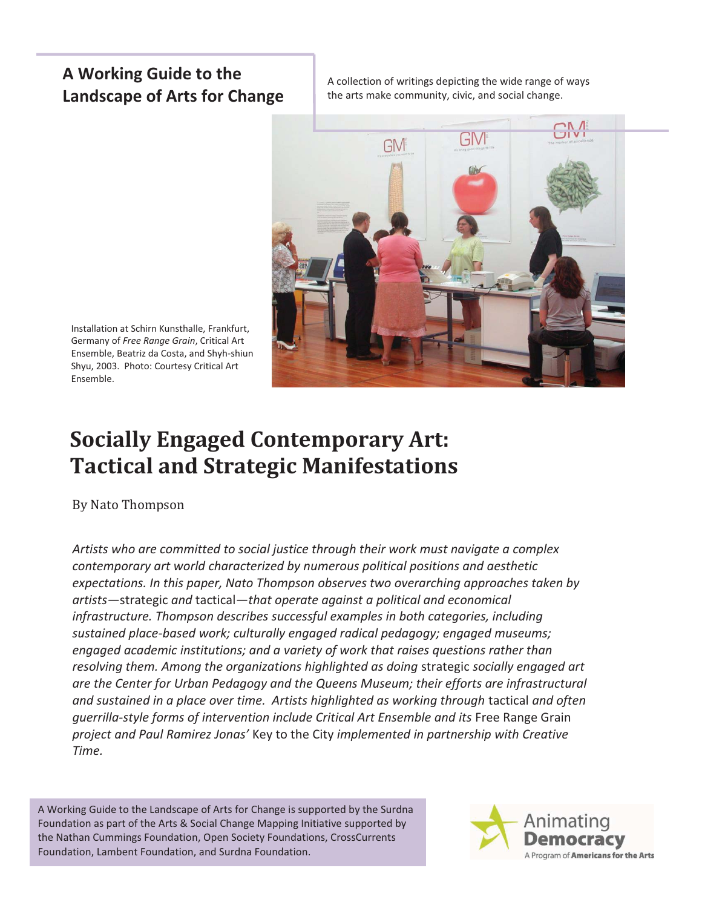**A Working Guide to the Landscape of Arts for Change**

A collection of writings depicting the wide range of ways the arts make community, civic, and social change.

Installation at Schirn Kunsthalle, Frankfurt, Germany of *Free Range Grain*, Critical Art Ensemble, Beatriz da Costa, and Shyh-shiun Shyu, 2003. Photo: Courtesy Critical Art Ensemble.

# Socially Engaged Contemporary Art: Tactical and Strategic Manifestations

By Nato Thompson

*Artists who are committed to social justice through their work must navigate a complex contemporary art world characterized by numerous political positions and aesthetic expectations. In this paper, Nato Thompson observes two overarching approaches taken by artists—*strategic *and* tactical*—that operate against a political and economical infrastructure. Thompson describes successful examples in both categories, including sustained place-based work; culturally engaged radical pedagogy; engaged museums; engaged academic institutions; and a variety of work that raises questions rather than resolving them. Among the organizations highlighted as doing* strategic *socially engaged art are the Center for Urban Pedagogy and the Queens Museum; their efforts are infrastructural and sustained in a place over time. Artists highlighted as working through* tactical *and often guerrilla-style forms of intervention include Critical Art Ensemble and its* Free Range Grain *project and Paul Ramirez Jonas'* Key to the City *implemented in partnership with Creative Time.*

A Working Guide to the Landscape of Arts for Change is supported by the Surdna Foundation as part of the Arts & Social Change Mapping Initiative supported by the Nathan Cummings Foundation, Open Society Foundations, CrossCurrents Foundation, Lambent Foundation, and Surdna Foundation.

Animating **Democracy**
A Program of **Americans for the Arts**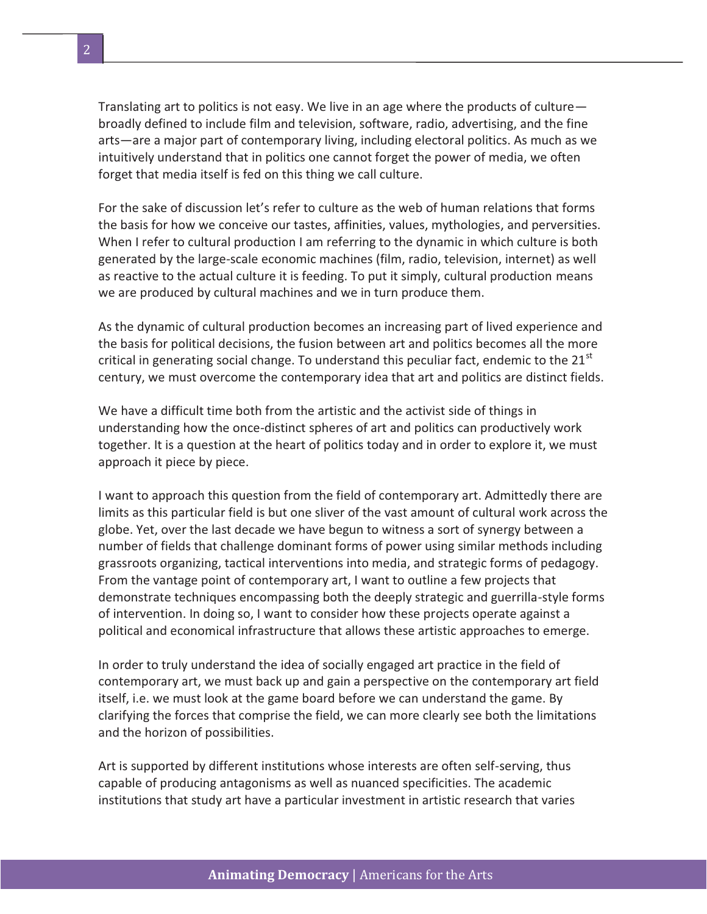Translating art to politics is not easy. We live in an age where the products of culture—broadly defined to include film and television, software, radio, advertising, and the fine arts—are a major part of contemporary living, including electoral politics. As much as we intuitively understand that in politics one cannot forget the power of media, we often forget that media itself is fed on this thing we call culture.

For the sake of discussion let's refer to culture as the web of human relations that forms the basis for how we conceive our tastes, affinities, values, mythologies, and perversities. When I refer to cultural production I am referring to the dynamic in which culture is both generated by the large-scale economic machines (film, radio, television, internet) as well as reactive to the actual culture it is feeding. To put it simply, cultural production means we are produced by cultural machines and we in turn produce them.

As the dynamic of cultural production becomes an increasing part of lived experience and the basis for political decisions, the fusion between art and politics becomes all the more critical in generating social change. To understand this peculiar fact, endemic to the 21st century, we must overcome the contemporary idea that art and politics are distinct fields.

We have a difficult time both from the artistic and the activist side of things in understanding how the once-distinct spheres of art and politics can productively work together. It is a question at the heart of politics today and in order to explore it, we must approach it piece by piece.

I want to approach this question from the field of contemporary art. Admittedly there are limits as this particular field is but one sliver of the vast amount of cultural work across the globe. Yet, over the last decade we have begun to witness a sort of synergy between a number of fields that challenge dominant forms of power using similar methods including grassroots organizing, tactical interventions into media, and strategic forms of pedagogy. From the vantage point of contemporary art, I want to outline a few projects that demonstrate techniques encompassing both the deeply strategic and guerrilla-style forms of intervention. In doing so, I want to consider how these projects operate against a political and economical infrastructure that allows these artistic approaches to emerge.

In order to truly understand the idea of socially engaged art practice in the field of contemporary art, we must back up and gain a perspective on the contemporary art field itself, i.e. we must look at the game board before we can understand the game. By clarifying the forces that comprise the field, we can more clearly see both the limitations and the horizon of possibilities.

Art is supported by different institutions whose interests are often self-serving, thus capable of producing antagonisms as well as nuanced specificities. The academic institutions that study art have a particular investment in artistic research that varies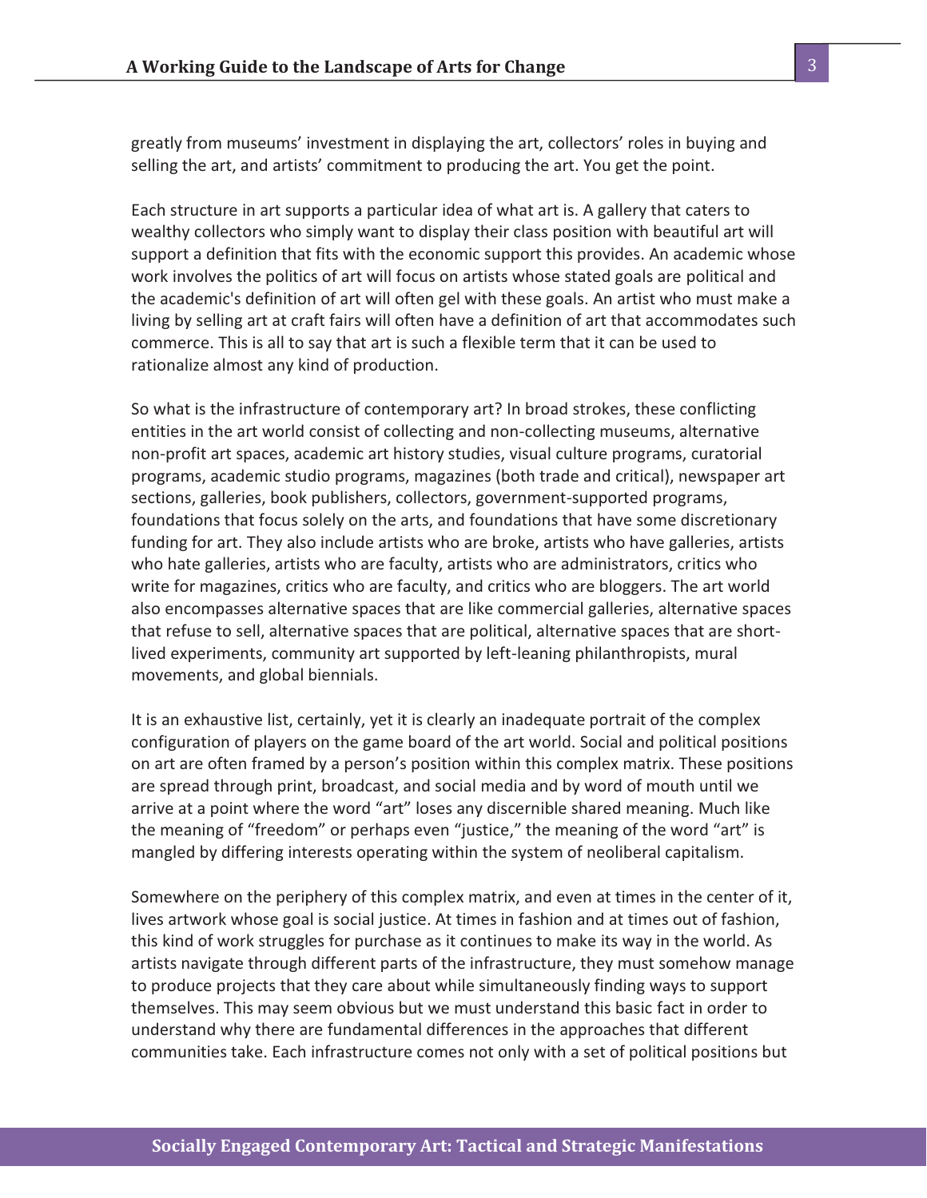greatly from museums' investment in displaying the art, collectors' roles in buying and selling the art, and artists' commitment to producing the art. You get the point.

Each structure in art supports a particular idea of what art is. A gallery that caters to wealthy collectors who simply want to display their class position with beautiful art will support a definition that fits with the economic support this provides. An academic whose work involves the politics of art will focus on artists whose stated goals are political and the academic's definition of art will often gel with these goals. An artist who must make a living by selling art at craft fairs will often have a definition of art that accommodates such commerce. This is all to say that art is such a flexible term that it can be used to rationalize almost any kind of production.

So what is the infrastructure of contemporary art? In broad strokes, these conflicting entities in the art world consist of collecting and non-collecting museums, alternative non-profit art spaces, academic art history studies, visual culture programs, curatorial programs, academic studio programs, magazines (both trade and critical), newspaper art sections, galleries, book publishers, collectors, government-supported programs, foundations that focus solely on the arts, and foundations that have some discretionary funding for art. They also include artists who are broke, artists who have galleries, artists who hate galleries, artists who are faculty, artists who are administrators, critics who write for magazines, critics who are faculty, and critics who are bloggers. The art world also encompasses alternative spaces that are like commercial galleries, alternative spaces that refuse to sell, alternative spaces that are political, alternative spaces that are short-lived experiments, community art supported by left-leaning philanthropists, mural movements, and global biennials.

It is an exhaustive list, certainly, yet it is clearly an inadequate portrait of the complex configuration of players on the game board of the art world. Social and political positions on art are often framed by a person's position within this complex matrix. These positions are spread through print, broadcast, and social media and by word of mouth until we arrive at a point where the word "art" loses any discernible shared meaning. Much like the meaning of "freedom" or perhaps even "justice," the meaning of the word "art" is mangled by differing interests operating within the system of neoliberal capitalism.

Somewhere on the periphery of this complex matrix, and even at times in the center of it, lives artwork whose goal is social justice. At times in fashion and at times out of fashion, this kind of work struggles for purchase as it continues to make its way in the world. As artists navigate through different parts of the infrastructure, they must somehow manage to produce projects that they care about while simultaneously finding ways to support themselves. This may seem obvious but we must understand this basic fact in order to understand why there are fundamental differences in the approaches that different communities take. Each infrastructure comes not only with a set of political positions but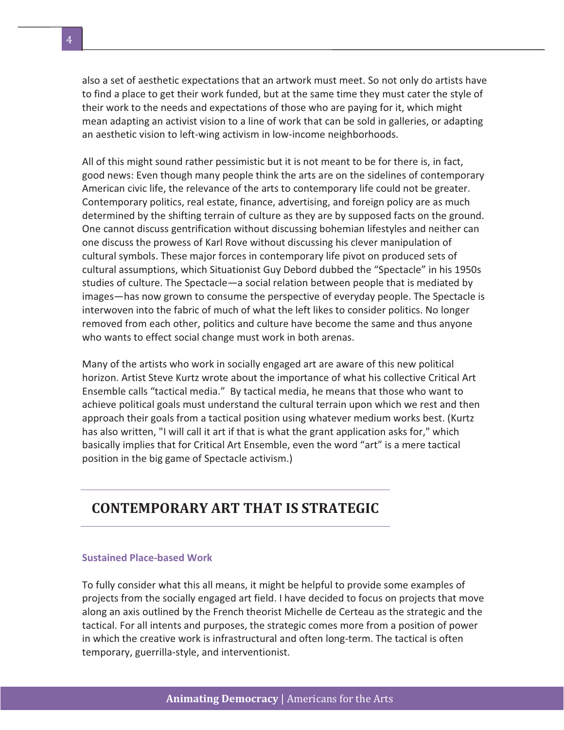also a set of aesthetic expectations that an artwork must meet. So not only do artists have to find a place to get their work funded, but at the same time they must cater the style of their work to the needs and expectations of those who are paying for it, which might mean adapting an activist vision to a line of work that can be sold in galleries, or adapting an aesthetic vision to left-wing activism in low-income neighborhoods.

All of this might sound rather pessimistic but it is not meant to be for there is, in fact, good news: Even though many people think the arts are on the sidelines of contemporary American civic life, the relevance of the arts to contemporary life could not be greater. Contemporary politics, real estate, finance, advertising, and foreign policy are as much determined by the shifting terrain of culture as they are by supposed facts on the ground. One cannot discuss gentrification without discussing bohemian lifestyles and neither can one discuss the prowess of Karl Rove without discussing his clever manipulation of cultural symbols. These major forces in contemporary life pivot on produced sets of cultural assumptions, which Situationist Guy Debord dubbed the "Spectacle" in his 1950s studies of culture. The Spectacle—a social relation between people that is mediated by images—has now grown to consume the perspective of everyday people. The Spectacle is interwoven into the fabric of much of what the left likes to consider politics. No longer removed from each other, politics and culture have become the same and thus anyone who wants to effect social change must work in both arenas.

Many of the artists who work in socially engaged art are aware of this new political horizon. Artist Steve Kurtz wrote about the importance of what his collective Critical Art Ensemble calls "tactical media." By tactical media, he means that those who want to achieve political goals must understand the cultural terrain upon which we rest and then approach their goals from a tactical position using whatever medium works best. (Kurtz has also written, "I will call it art if that is what the grant application asks for," which basically implies that for Critical Art Ensemble, even the word "art" is a mere tactical position in the big game of Spectacle activism.)

## CONTEMPORARY ART THAT IS STRATEGIC

### Sustained Place-based Work

To fully consider what this all means, it might be helpful to provide some examples of projects from the socially engaged art field. I have decided to focus on projects that move along an axis outlined by the French theorist Michelle de Certeau as the strategic and the tactical. For all intents and purposes, the strategic comes more from a position of power in which the creative work is infrastructural and often long-term. The tactical is often temporary, guerrilla-style, and interventionist.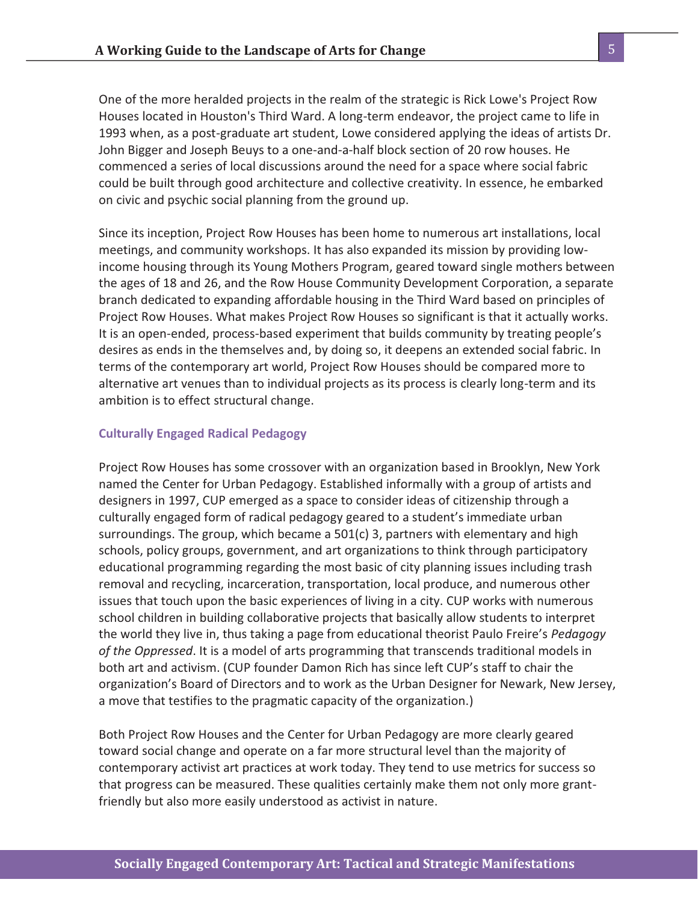One of the more heralded projects in the realm of the strategic is Rick Lowe's Project Row Houses located in Houston's Third Ward. A long-term endeavor, the project came to life in 1993 when, as a post-graduate art student, Lowe considered applying the ideas of artists Dr. John Bigger and Joseph Beuys to a one-and-a-half block section of 20 row houses. He commenced a series of local discussions around the need for a space where social fabric could be built through good architecture and collective creativity. In essence, he embarked on civic and psychic social planning from the ground up.

Since its inception, Project Row Houses has been home to numerous art installations, local meetings, and community workshops. It has also expanded its mission by providing low-income housing through its Young Mothers Program, geared toward single mothers between the ages of 18 and 26, and the Row House Community Development Corporation, a separate branch dedicated to expanding affordable housing in the Third Ward based on principles of Project Row Houses. What makes Project Row Houses so significant is that it actually works. It is an open-ended, process-based experiment that builds community by treating people's desires as ends in the themselves and, by doing so, it deepens an extended social fabric. In terms of the contemporary art world, Project Row Houses should be compared more to alternative art venues than to individual projects as its process is clearly long-term and its ambition is to effect structural change.

### Culturally Engaged Radical Pedagogy

Project Row Houses has some crossover with an organization based in Brooklyn, New York named the Center for Urban Pedagogy. Established informally with a group of artists and designers in 1997, CUP emerged as a space to consider ideas of citizenship through a culturally engaged form of radical pedagogy geared to a student's immediate urban surroundings. The group, which became a 501(c) 3, partners with elementary and high schools, policy groups, government, and art organizations to think through participatory educational programming regarding the most basic of city planning issues including trash removal and recycling, incarceration, transportation, local produce, and numerous other issues that touch upon the basic experiences of living in a city. CUP works with numerous school children in building collaborative projects that basically allow students to interpret the world they live in, thus taking a page from educational theorist Paulo Freire's *Pedagogy of the Oppressed*. It is a model of arts programming that transcends traditional models in both art and activism. (CUP founder Damon Rich has since left CUP's staff to chair the organization's Board of Directors and to work as the Urban Designer for Newark, New Jersey, a move that testifies to the pragmatic capacity of the organization.)

Both Project Row Houses and the Center for Urban Pedagogy are more clearly geared toward social change and operate on a far more structural level than the majority of contemporary activist art practices at work today. They tend to use metrics for success so that progress can be measured. These qualities certainly make them not only more grant-friendly but also more easily understood as activist in nature.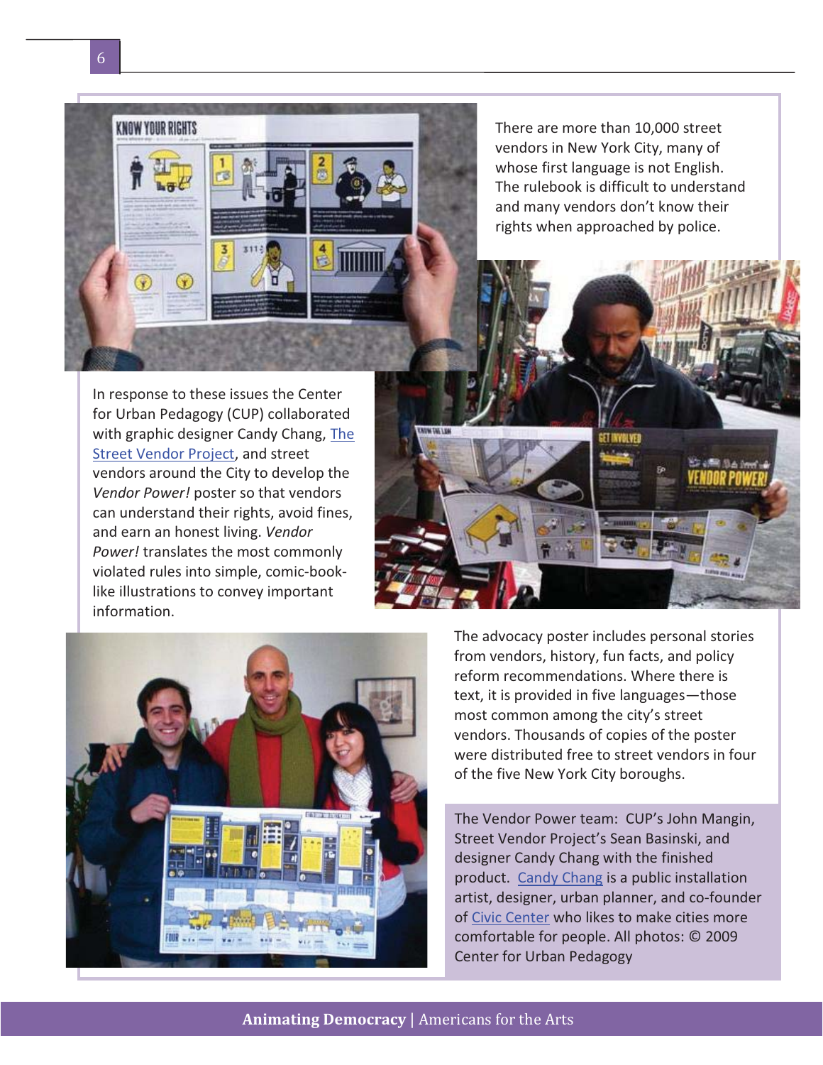There are more than 10,000 street vendors in New York City, many of whose first language is not English. The rulebook is difficult to understand and many vendors don't know their rights when approached by police.

In response to these issues the Center for Urban Pedagogy (CUP) collaborated with graphic designer Candy Chang, The Street Vendor Project, and street vendors around the City to develop the *Vendor Power!* poster so that vendors can understand their rights, avoid fines, and earn an honest living. *Vendor Power!* translates the most commonly violated rules into simple, comic-book-like illustrations to convey important information.

The advocacy poster includes personal stories from vendors, history, fun facts, and policy reform recommendations. Where there is text, it is provided in five languages—those most common among the city's street vendors. Thousands of copies of the poster were distributed free to street vendors in four of the five New York City boroughs.

The Vendor Power team: CUP's John Mangin, Street Vendor Project's Sean Basinski, and designer Candy Chang with the finished product. Candy Chang is a public installation artist, designer, urban planner, and co-founder of Civic Center who likes to make cities more comfortable for people. All photos: © 2009 Center for Urban Pedagogy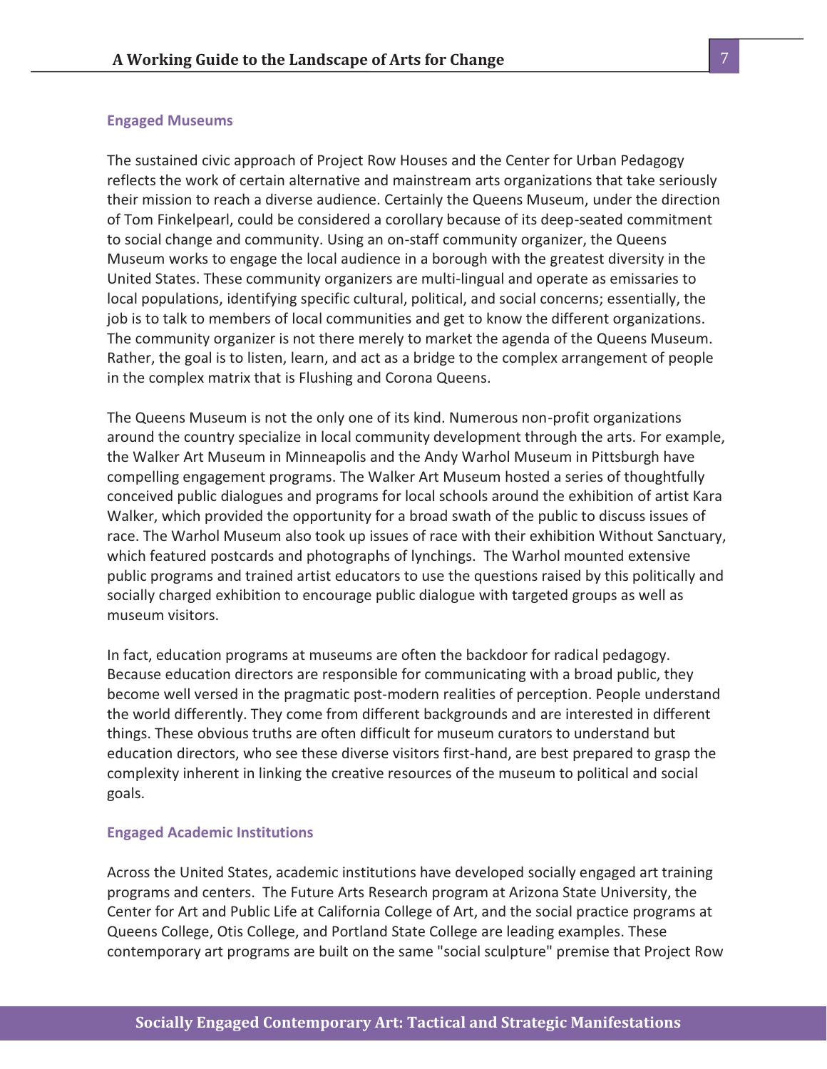## Engaged Museums

The sustained civic approach of Project Row Houses and the Center for Urban Pedagogy reflects the work of certain alternative and mainstream arts organizations that take seriously their mission to reach a diverse audience. Certainly the Queens Museum, under the direction of Tom Finkelpearl, could be considered a corollary because of its deep-seated commitment to social change and community. Using an on-staff community organizer, the Queens Museum works to engage the local audience in a borough with the greatest diversity in the United States. These community organizers are multi-lingual and operate as emissaries to local populations, identifying specific cultural, political, and social concerns; essentially, the job is to talk to members of local communities and get to know the different organizations. The community organizer is not there merely to market the agenda of the Queens Museum. Rather, the goal is to listen, learn, and act as a bridge to the complex arrangement of people in the complex matrix that is Flushing and Corona Queens.

The Queens Museum is not the only one of its kind. Numerous non-profit organizations around the country specialize in local community development through the arts. For example, the Walker Art Museum in Minneapolis and the Andy Warhol Museum in Pittsburgh have compelling engagement programs. The Walker Art Museum hosted a series of thoughtfully conceived public dialogues and programs for local schools around the exhibition of artist Kara Walker, which provided the opportunity for a broad swath of the public to discuss issues of race. The Warhol Museum also took up issues of race with their exhibition Without Sanctuary, which featured postcards and photographs of lynchings. The Warhol mounted extensive public programs and trained artist educators to use the questions raised by this politically and socially charged exhibition to encourage public dialogue with targeted groups as well as museum visitors.

In fact, education programs at museums are often the backdoor for radical pedagogy. Because education directors are responsible for communicating with a broad public, they become well versed in the pragmatic post-modern realities of perception. People understand the world differently. They come from different backgrounds and are interested in different things. These obvious truths are often difficult for museum curators to understand but education directors, who see these diverse visitors first-hand, are best prepared to grasp the complexity inherent in linking the creative resources of the museum to political and social goals.

## Engaged Academic Institutions

Across the United States, academic institutions have developed socially engaged art training programs and centers. The Future Arts Research program at Arizona State University, the Center for Art and Public Life at California College of Art, and the social practice programs at Queens College, Otis College, and Portland State College are leading examples. These contemporary art programs are built on the same "social sculpture" premise that Project Row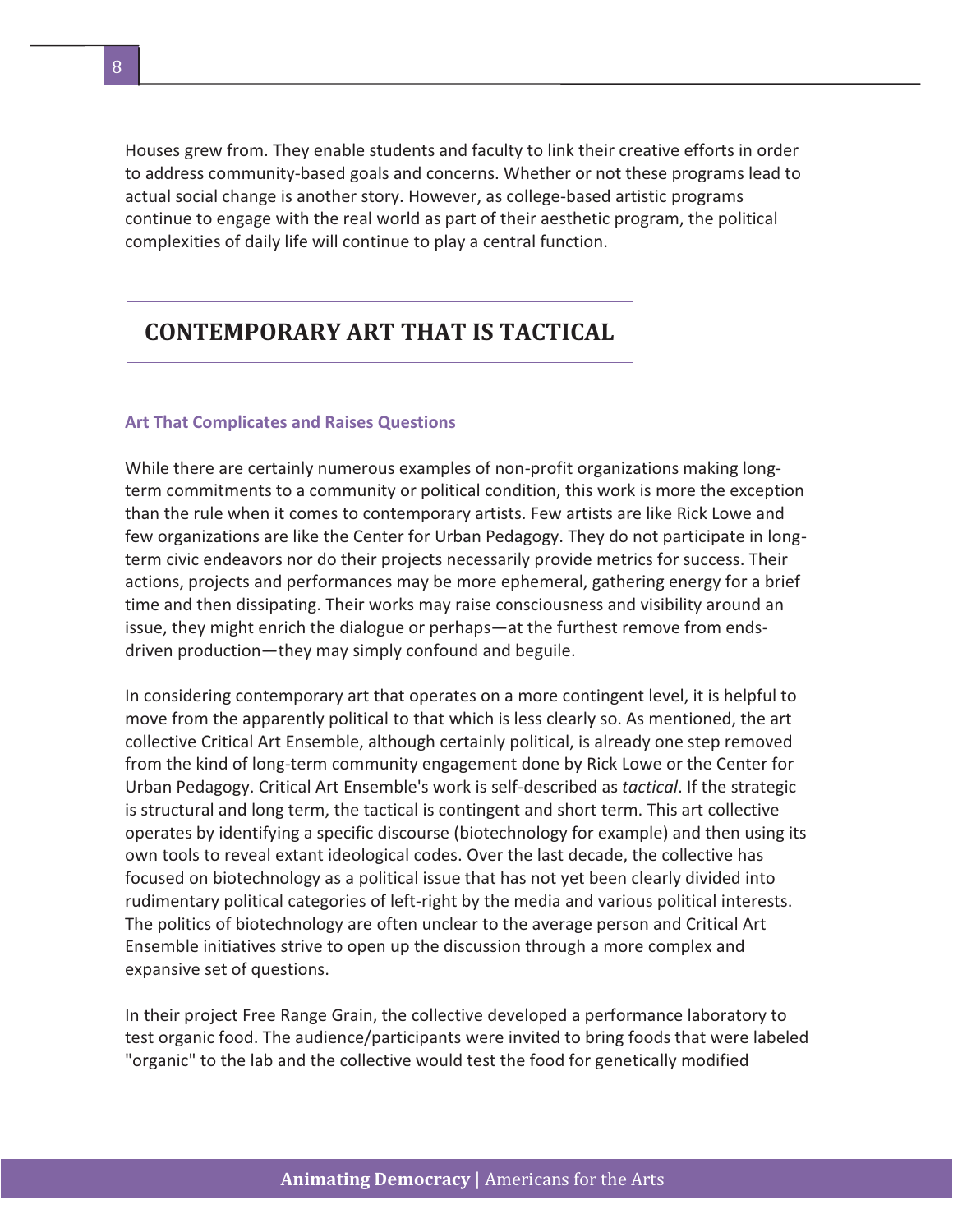Houses grew from. They enable students and faculty to link their creative efforts in order to address community-based goals and concerns. Whether or not these programs lead to actual social change is another story. However, as college-based artistic programs continue to engage with the real world as part of their aesthetic program, the political complexities of daily life will continue to play a central function.

## CONTEMPORARY ART THAT IS TACTICAL

### Art That Complicates and Raises Questions

While there are certainly numerous examples of non-profit organizations making long-term commitments to a community or political condition, this work is more the exception than the rule when it comes to contemporary artists. Few artists are like Rick Lowe and few organizations are like the Center for Urban Pedagogy. They do not participate in long-term civic endeavors nor do their projects necessarily provide metrics for success. Their actions, projects and performances may be more ephemeral, gathering energy for a brief time and then dissipating. Their works may raise consciousness and visibility around an issue, they might enrich the dialogue or perhaps—at the furthest remove from ends-driven production—they may simply confound and beguile.

In considering contemporary art that operates on a more contingent level, it is helpful to move from the apparently political to that which is less clearly so. As mentioned, the art collective Critical Art Ensemble, although certainly political, is already one step removed from the kind of long-term community engagement done by Rick Lowe or the Center for Urban Pedagogy. Critical Art Ensemble's work is self-described as *tactical*. If the strategic is structural and long term, the tactical is contingent and short term. This art collective operates by identifying a specific discourse (biotechnology for example) and then using its own tools to reveal extant ideological codes. Over the last decade, the collective has focused on biotechnology as a political issue that has not yet been clearly divided into rudimentary political categories of left-right by the media and various political interests. The politics of biotechnology are often unclear to the average person and Critical Art Ensemble initiatives strive to open up the discussion through a more complex and expansive set of questions.

In their project Free Range Grain, the collective developed a performance laboratory to test organic food. The audience/participants were invited to bring foods that were labeled "organic" to the lab and the collective would test the food for genetically modified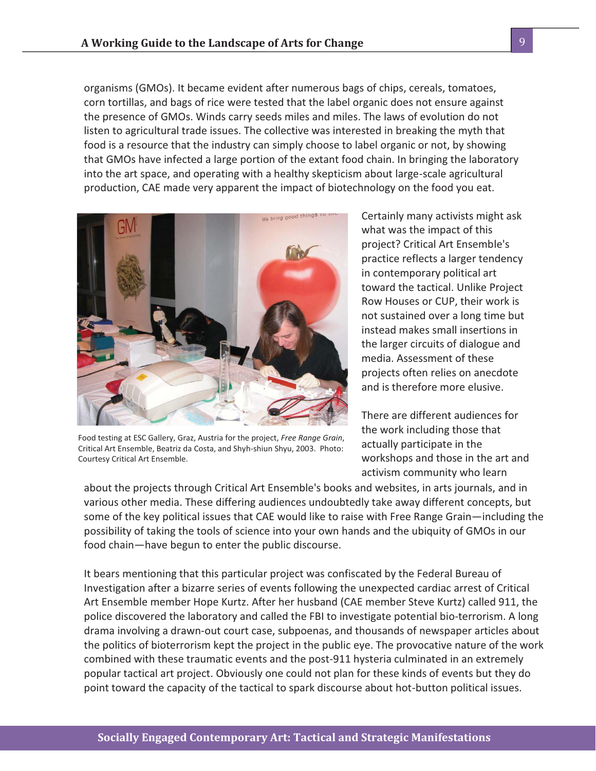organisms (GMOs). It became evident after numerous bags of chips, cereals, tomatoes, corn tortillas, and bags of rice were tested that the label organic does not ensure against the presence of GMOs. Winds carry seeds miles and miles. The laws of evolution do not listen to agricultural trade issues. The collective was interested in breaking the myth that food is a resource that the industry can simply choose to label organic or not, by showing that GMOs have infected a large portion of the extant food chain. In bringing the laboratory into the art space, and operating with a healthy skepticism about large-scale agricultural production, CAE made very apparent the impact of biotechnology on the food you eat.

Food testing at ESC Gallery, Graz, Austria for the project, *Free Range Grain*, Critical Art Ensemble, Beatriz da Costa, and Shyh-shiun Shyu, 2003. Photo: Courtesy Critical Art Ensemble.

Certainly many activists might ask what was the impact of this project? Critical Art Ensemble's practice reflects a larger tendency in contemporary political art toward the tactical. Unlike Project Row Houses or CUP, their work is not sustained over a long time but instead makes small insertions in the larger circuits of dialogue and media. Assessment of these projects often relies on anecdote and is therefore more elusive.

There are different audiences for the work including those that actually participate in the workshops and those in the art and activism community who learn about the projects through Critical Art Ensemble's books and websites, in arts journals, and in various other media. These differing audiences undoubtedly take away different concepts, but some of the key political issues that CAE would like to raise with Free Range Grain—including the possibility of taking the tools of science into your own hands and the ubiquity of GMOs in our food chain—have begun to enter the public discourse.

It bears mentioning that this particular project was confiscated by the Federal Bureau of Investigation after a bizarre series of events following the unexpected cardiac arrest of Critical Art Ensemble member Hope Kurtz. After her husband (CAE member Steve Kurtz) called 911, the police discovered the laboratory and called the FBI to investigate potential bio-terrorism. A long drama involving a drawn-out court case, subpoenas, and thousands of newspaper articles about the politics of bioterrorism kept the project in the public eye. The provocative nature of the work combined with these traumatic events and the post-911 hysteria culminated in an extremely popular tactical art project. Obviously one could not plan for these kinds of events but they do point toward the capacity of the tactical to spark discourse about hot-button political issues.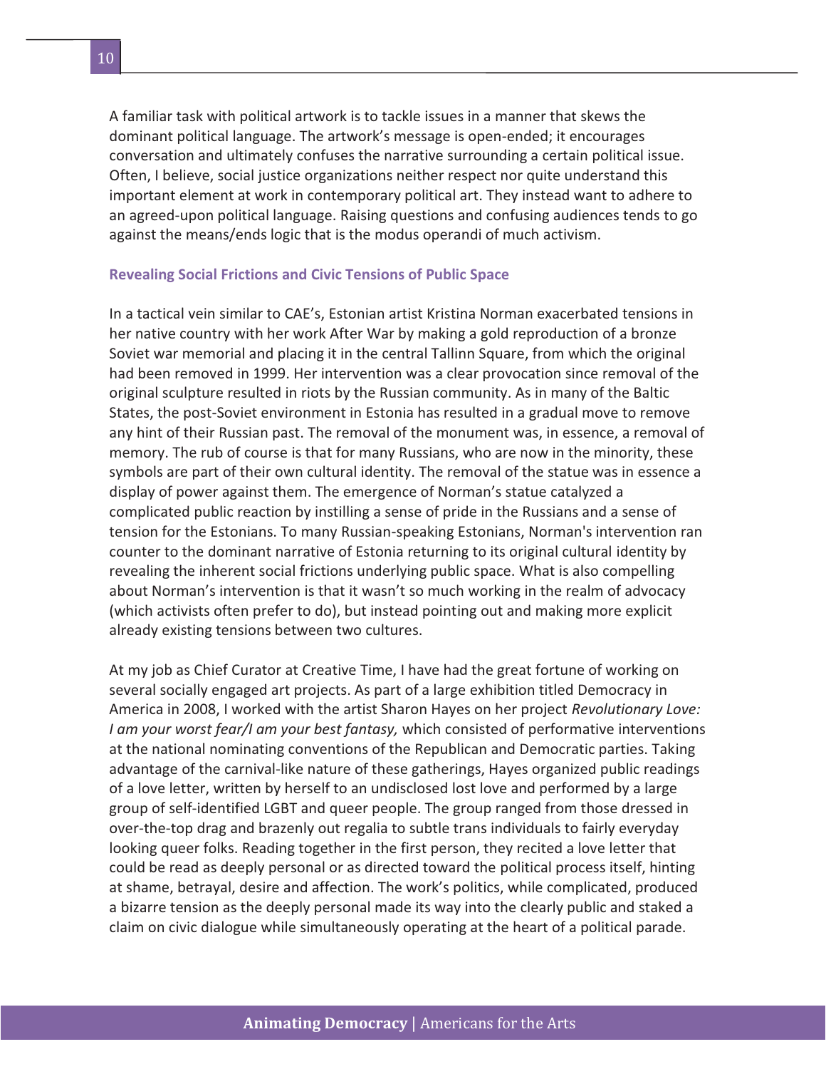A familiar task with political artwork is to tackle issues in a manner that skews the dominant political language. The artwork's message is open-ended; it encourages conversation and ultimately confuses the narrative surrounding a certain political issue. Often, I believe, social justice organizations neither respect nor quite understand this important element at work in contemporary political art. They instead want to adhere to an agreed-upon political language. Raising questions and confusing audiences tends to go against the means/ends logic that is the modus operandi of much activism.

### Revealing Social Frictions and Civic Tensions of Public Space

In a tactical vein similar to CAE's, Estonian artist Kristina Norman exacerbated tensions in her native country with her work After War by making a gold reproduction of a bronze Soviet war memorial and placing it in the central Tallinn Square, from which the original had been removed in 1999. Her intervention was a clear provocation since removal of the original sculpture resulted in riots by the Russian community. As in many of the Baltic States, the post-Soviet environment in Estonia has resulted in a gradual move to remove any hint of their Russian past. The removal of the monument was, in essence, a removal of memory. The rub of course is that for many Russians, who are now in the minority, these symbols are part of their own cultural identity. The removal of the statue was in essence a display of power against them. The emergence of Norman's statue catalyzed a complicated public reaction by instilling a sense of pride in the Russians and a sense of tension for the Estonians. To many Russian-speaking Estonians, Norman's intervention ran counter to the dominant narrative of Estonia returning to its original cultural identity by revealing the inherent social frictions underlying public space. What is also compelling about Norman's intervention is that it wasn't so much working in the realm of advocacy (which activists often prefer to do), but instead pointing out and making more explicit already existing tensions between two cultures.

At my job as Chief Curator at Creative Time, I have had the great fortune of working on several socially engaged art projects. As part of a large exhibition titled Democracy in America in 2008, I worked with the artist Sharon Hayes on her project *Revolutionary Love: I am your worst fear/I am your best fantasy,* which consisted of performative interventions at the national nominating conventions of the Republican and Democratic parties. Taking advantage of the carnival-like nature of these gatherings, Hayes organized public readings of a love letter, written by herself to an undisclosed lost love and performed by a large group of self-identified LGBT and queer people. The group ranged from those dressed in over-the-top drag and brazenly out regalia to subtle trans individuals to fairly everyday looking queer folks. Reading together in the first person, they recited a love letter that could be read as deeply personal or as directed toward the political process itself, hinting at shame, betrayal, desire and affection. The work's politics, while complicated, produced a bizarre tension as the deeply personal made its way into the clearly public and staked a claim on civic dialogue while simultaneously operating at the heart of a political parade.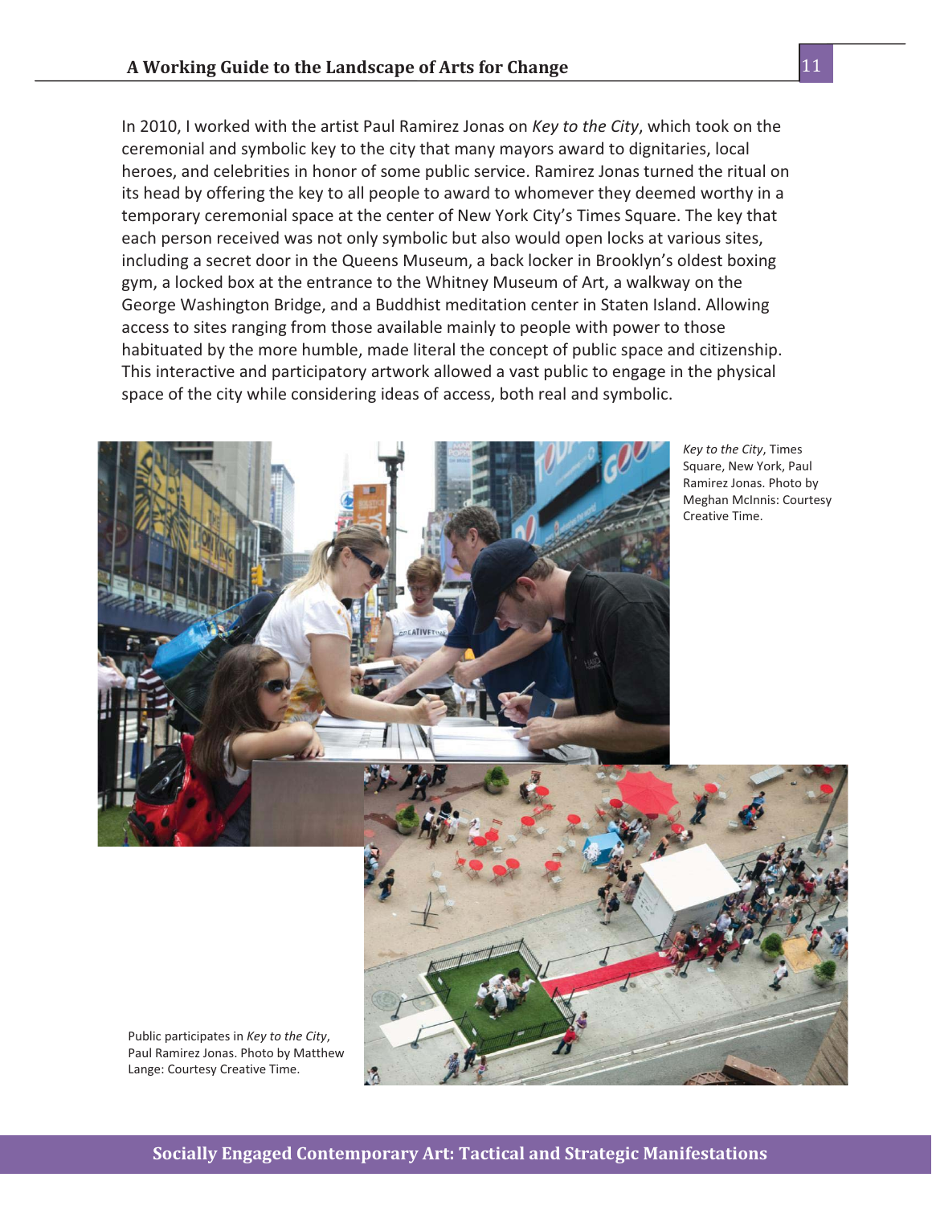In 2010, I worked with the artist Paul Ramirez Jonas on *Key to the City*, which took on the ceremonial and symbolic key to the city that many mayors award to dignitaries, local heroes, and celebrities in honor of some public service. Ramirez Jonas turned the ritual on its head by offering the key to all people to award to whomever they deemed worthy in a temporary ceremonial space at the center of New York City's Times Square. The key that each person received was not only symbolic but also would open locks at various sites, including a secret door in the Queens Museum, a back locker in Brooklyn's oldest boxing gym, a locked box at the entrance to the Whitney Museum of Art, a walkway on the George Washington Bridge, and a Buddhist meditation center in Staten Island. Allowing access to sites ranging from those available mainly to people with power to those habituated by the more humble, made literal the concept of public space and citizenship. This interactive and participatory artwork allowed a vast public to engage in the physical space of the city while considering ideas of access, both real and symbolic.

*Key to the City*, Times Square, New York, Paul Ramirez Jonas. Photo by Meghan McInnis: Courtesy Creative Time.

Public participates in *Key to the City*, Paul Ramirez Jonas. Photo by Matthew Lange: Courtesy Creative Time.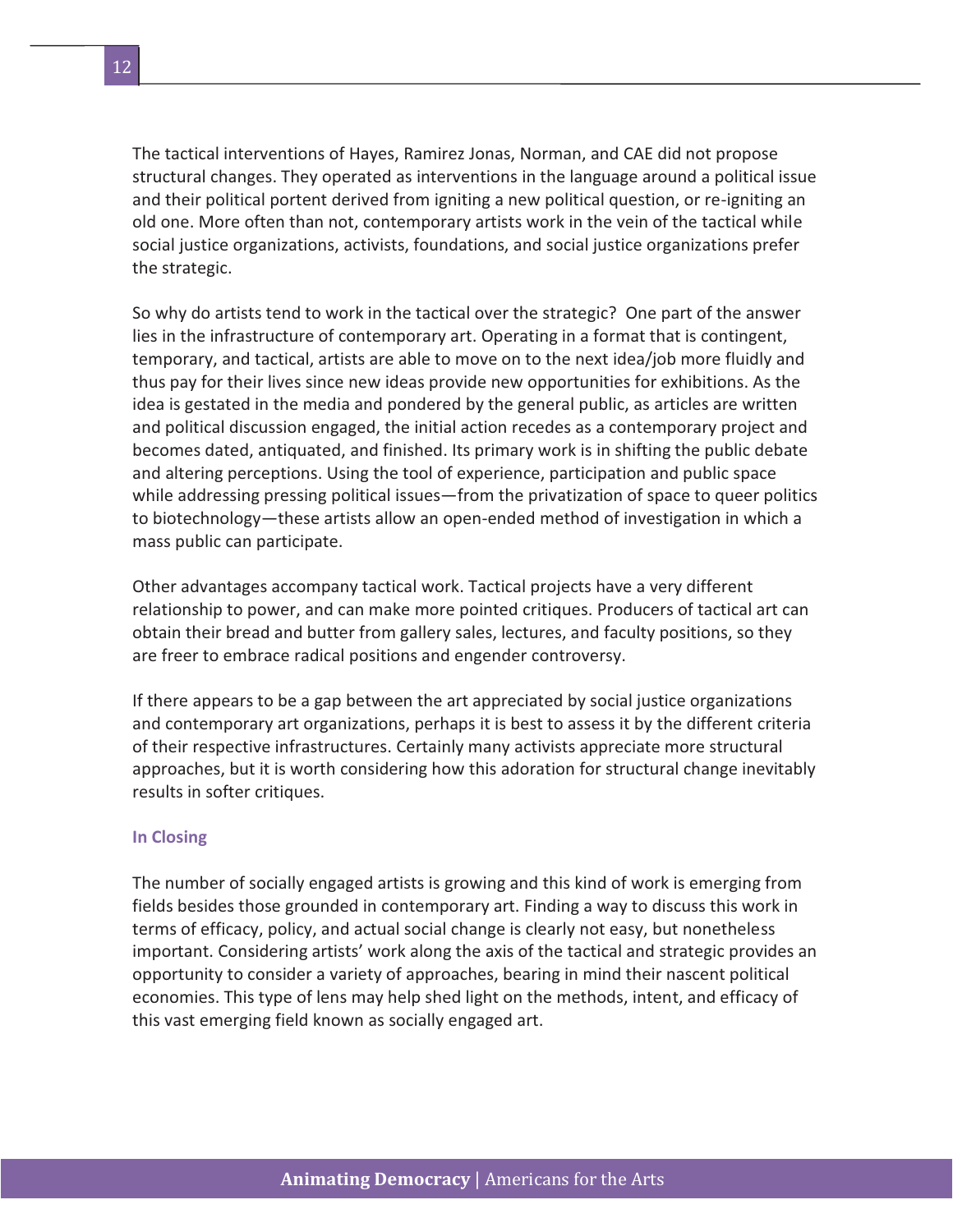The tactical interventions of Hayes, Ramirez Jonas, Norman, and CAE did not propose structural changes. They operated as interventions in the language around a political issue and their political portent derived from igniting a new political question, or re-igniting an old one. More often than not, contemporary artists work in the vein of the tactical while social justice organizations, activists, foundations, and social justice organizations prefer the strategic.

So why do artists tend to work in the tactical over the strategic? One part of the answer lies in the infrastructure of contemporary art. Operating in a format that is contingent, temporary, and tactical, artists are able to move on to the next idea/job more fluidly and thus pay for their lives since new ideas provide new opportunities for exhibitions. As the idea is gestated in the media and pondered by the general public, as articles are written and political discussion engaged, the initial action recedes as a contemporary project and becomes dated, antiquated, and finished. Its primary work is in shifting the public debate and altering perceptions. Using the tool of experience, participation and public space while addressing pressing political issues—from the privatization of space to queer politics to biotechnology—these artists allow an open-ended method of investigation in which a mass public can participate.

Other advantages accompany tactical work. Tactical projects have a very different relationship to power, and can make more pointed critiques. Producers of tactical art can obtain their bread and butter from gallery sales, lectures, and faculty positions, so they are freer to embrace radical positions and engender controversy.

If there appears to be a gap between the art appreciated by social justice organizations and contemporary art organizations, perhaps it is best to assess it by the different criteria of their respective infrastructures. Certainly many activists appreciate more structural approaches, but it is worth considering how this adoration for structural change inevitably results in softer critiques.

### In Closing

The number of socially engaged artists is growing and this kind of work is emerging from fields besides those grounded in contemporary art. Finding a way to discuss this work in terms of efficacy, policy, and actual social change is clearly not easy, but nonetheless important. Considering artists' work along the axis of the tactical and strategic provides an opportunity to consider a variety of approaches, bearing in mind their nascent political economies. This type of lens may help shed light on the methods, intent, and efficacy of this vast emerging field known as socially engaged art.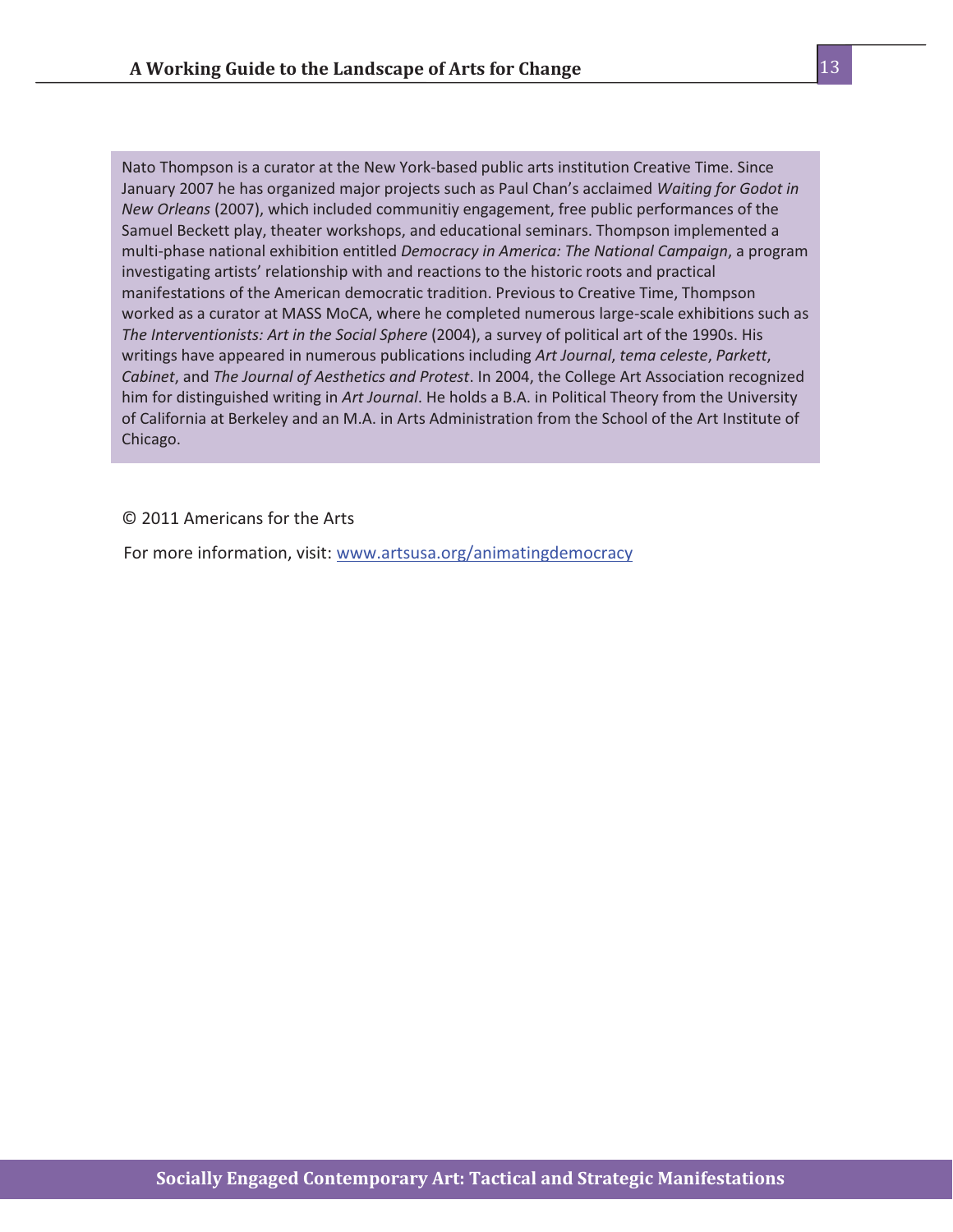Nato Thompson is a curator at the New York-based public arts institution Creative Time. Since January 2007 he has organized major projects such as Paul Chan's acclaimed *Waiting for Godot in New Orleans* (2007), which included communitiy engagement, free public performances of the Samuel Beckett play, theater workshops, and educational seminars. Thompson implemented a multi-phase national exhibition entitled *Democracy in America: The National Campaign*, a program investigating artists' relationship with and reactions to the historic roots and practical manifestations of the American democratic tradition. Previous to Creative Time, Thompson worked as a curator at MASS MoCA, where he completed numerous large-scale exhibitions such as *The Interventionists: Art in the Social Sphere* (2004), a survey of political art of the 1990s. His writings have appeared in numerous publications including *Art Journal*, *tema celeste*, *Parkett*, *Cabinet*, and *The Journal of Aesthetics and Protest*. In 2004, the College Art Association recognized him for distinguished writing in *Art Journal*. He holds a B.A. in Political Theory from the University of California at Berkeley and an M.A. in Arts Administration from the School of the Art Institute of Chicago.

© 2011 Americans for the Arts

For more information, visit: [www.artsusa.org/animatingdemocracy](http://www.artsusa.org/animatingdemocracy)